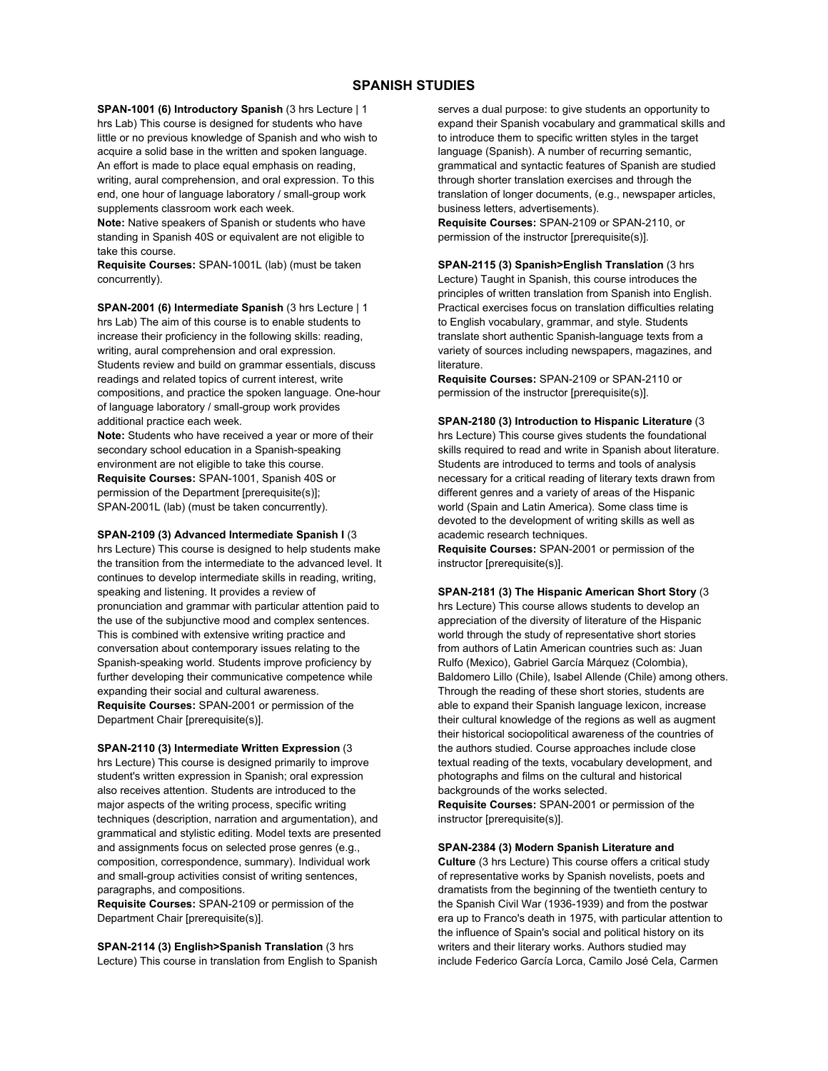# SPANISH STUDIES

**SPAN-1001 (6) Introductory Spanish** (3 hrs Lecture | 1 hrs Lab) This course is designed for students who have little or no previous knowledge of Spanish and who wish to acquire a solid base in the written and spoken language. An effort is made to place equal emphasis on reading, writing, aural comprehension, and oral expression. To this end, one hour of language laboratory / small-group work supplements classroom work each week.
**Note:** Native speakers of Spanish or students who have standing in Spanish 40S or equivalent are not eligible to take this course.
**Requisite Courses:** SPAN-1001L (lab) (must be taken concurrently).

**SPAN-2001 (6) Intermediate Spanish** (3 hrs Lecture | 1 hrs Lab) The aim of this course is to enable students to increase their proficiency in the following skills: reading, writing, aural comprehension and oral expression. Students review and build on grammar essentials, discuss readings and related topics of current interest, write compositions, and practice the spoken language. One-hour of language laboratory / small-group work provides additional practice each week.
**Note:** Students who have received a year or more of their secondary school education in a Spanish-speaking environment are not eligible to take this course.
**Requisite Courses:** SPAN-1001, Spanish 40S or permission of the Department [prerequisite(s)]; SPAN-2001L (lab) (must be taken concurrently).

**SPAN-2109 (3) Advanced Intermediate Spanish I** (3 hrs Lecture) This course is designed to help students make the transition from the intermediate to the advanced level. It continues to develop intermediate skills in reading, writing, speaking and listening. It provides a review of pronunciation and grammar with particular attention paid to the use of the subjunctive mood and complex sentences. This is combined with extensive writing practice and conversation about contemporary issues relating to the Spanish-speaking world. Students improve proficiency by further developing their communicative competence while expanding their social and cultural awareness.
**Requisite Courses:** SPAN-2001 or permission of the Department Chair [prerequisite(s)].

**SPAN-2110 (3) Intermediate Written Expression** (3 hrs Lecture) This course is designed primarily to improve student's written expression in Spanish; oral expression also receives attention. Students are introduced to the major aspects of the writing process, specific writing techniques (description, narration and argumentation), and grammatical and stylistic editing. Model texts are presented and assignments focus on selected prose genres (e.g., composition, correspondence, summary). Individual work and small-group activities consist of writing sentences, paragraphs, and compositions.
**Requisite Courses:** SPAN-2109 or permission of the Department Chair [prerequisite(s)].

**SPAN-2114 (3) English>Spanish Translation** (3 hrs Lecture) This course in translation from English to Spanish serves a dual purpose: to give students an opportunity to expand their Spanish vocabulary and grammatical skills and to introduce them to specific written styles in the target language (Spanish). A number of recurring semantic, grammatical and syntactic features of Spanish are studied through shorter translation exercises and through the translation of longer documents, (e.g., newspaper articles, business letters, advertisements).
**Requisite Courses:** SPAN-2109 or SPAN-2110, or permission of the instructor [prerequisite(s)].

**SPAN-2115 (3) Spanish>English Translation** (3 hrs Lecture) Taught in Spanish, this course introduces the principles of written translation from Spanish into English. Practical exercises focus on translation difficulties relating to English vocabulary, grammar, and style. Students translate short authentic Spanish-language texts from a variety of sources including newspapers, magazines, and literature.
**Requisite Courses:** SPAN-2109 or SPAN-2110 or permission of the instructor [prerequisite(s)].

**SPAN-2180 (3) Introduction to Hispanic Literature** (3 hrs Lecture) This course gives students the foundational skills required to read and write in Spanish about literature. Students are introduced to terms and tools of analysis necessary for a critical reading of literary texts drawn from different genres and a variety of areas of the Hispanic world (Spain and Latin America). Some class time is devoted to the development of writing skills as well as academic research techniques.
**Requisite Courses:** SPAN-2001 or permission of the instructor [prerequisite(s)].

**SPAN-2181 (3) The Hispanic American Short Story** (3 hrs Lecture) This course allows students to develop an appreciation of the diversity of literature of the Hispanic world through the study of representative short stories from authors of Latin American countries such as: Juan Rulfo (Mexico), Gabriel García Márquez (Colombia), Baldomero Lillo (Chile), Isabel Allende (Chile) among others. Through the reading of these short stories, students are able to expand their Spanish language lexicon, increase their cultural knowledge of the regions as well as augment their historical sociopolitical awareness of the countries of the authors studied. Course approaches include close textual reading of the texts, vocabulary development, and photographs and films on the cultural and historical backgrounds of the works selected.
**Requisite Courses:** SPAN-2001 or permission of the instructor [prerequisite(s)].

**SPAN-2384 (3) Modern Spanish Literature and Culture** (3 hrs Lecture) This course offers a critical study of representative works by Spanish novelists, poets and dramatists from the beginning of the twentieth century to the Spanish Civil War (1936-1939) and from the postwar era up to Franco's death in 1975, with particular attention to the influence of Spain's social and political history on its writers and their literary works. Authors studied may include Federico García Lorca, Camilo José Cela, Carmen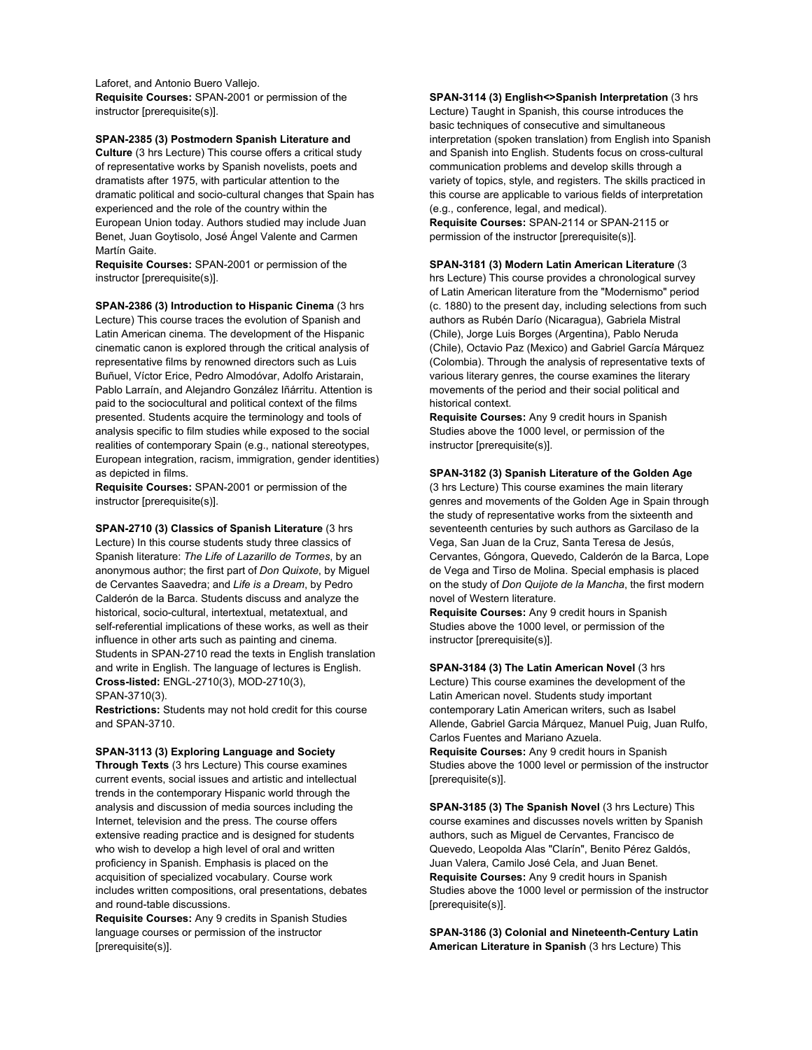Laforet, and Antonio Buero Vallejo.
**Requisite Courses:** SPAN-2001 or permission of the instructor [prerequisite(s)].

**SPAN-2385 (3) Postmodern Spanish Literature and Culture** (3 hrs Lecture) This course offers a critical study of representative works by Spanish novelists, poets and dramatists after 1975, with particular attention to the dramatic political and socio-cultural changes that Spain has experienced and the role of the country within the European Union today. Authors studied may include Juan Benet, Juan Goytisolo, José Ángel Valente and Carmen Martín Gaite.
**Requisite Courses:** SPAN-2001 or permission of the instructor [prerequisite(s)].

**SPAN-2386 (3) Introduction to Hispanic Cinema** (3 hrs Lecture) This course traces the evolution of Spanish and Latin American cinema. The development of the Hispanic cinematic canon is explored through the critical analysis of representative films by renowned directors such as Luis Buñuel, Víctor Erice, Pedro Almodóvar, Adolfo Aristarain, Pablo Larraín, and Alejandro González Iñárritu. Attention is paid to the sociocultural and political context of the films presented. Students acquire the terminology and tools of analysis specific to film studies while exposed to the social realities of contemporary Spain (e.g., national stereotypes, European integration, racism, immigration, gender identities) as depicted in films.
**Requisite Courses:** SPAN-2001 or permission of the instructor [prerequisite(s)].

**SPAN-2710 (3) Classics of Spanish Literature** (3 hrs Lecture) In this course students study three classics of Spanish literature: *The Life of Lazarillo de Tormes*, by an anonymous author; the first part of *Don Quixote*, by Miguel de Cervantes Saavedra; and *Life is a Dream*, by Pedro Calderón de la Barca. Students discuss and analyze the historical, socio-cultural, intertextual, metatextual, and self-referential implications of these works, as well as their influence in other arts such as painting and cinema. Students in SPAN-2710 read the texts in English translation and write in English. The language of lectures is English.
**Cross-listed:** ENGL-2710(3), MOD-2710(3), SPAN-3710(3).
**Restrictions:** Students may not hold credit for this course and SPAN-3710.

**SPAN-3113 (3) Exploring Language and Society Through Texts** (3 hrs Lecture) This course examines current events, social issues and artistic and intellectual trends in the contemporary Hispanic world through the analysis and discussion of media sources including the Internet, television and the press. The course offers extensive reading practice and is designed for students who wish to develop a high level of oral and written proficiency in Spanish. Emphasis is placed on the acquisition of specialized vocabulary. Course work includes written compositions, oral presentations, debates and round-table discussions.
**Requisite Courses:** Any 9 credits in Spanish Studies language courses or permission of the instructor [prerequisite(s)].

**SPAN-3114 (3) English<>Spanish Interpretation** (3 hrs Lecture) Taught in Spanish, this course introduces the basic techniques of consecutive and simultaneous interpretation (spoken translation) from English into Spanish and Spanish into English. Students focus on cross-cultural communication problems and develop skills through a variety of topics, style, and registers. The skills practiced in this course are applicable to various fields of interpretation (e.g., conference, legal, and medical).
**Requisite Courses:** SPAN-2114 or SPAN-2115 or permission of the instructor [prerequisite(s)].

**SPAN-3181 (3) Modern Latin American Literature** (3 hrs Lecture) This course provides a chronological survey of Latin American literature from the "Modernismo" period (c. 1880) to the present day, including selections from such authors as Rubén Darío (Nicaragua), Gabriela Mistral (Chile), Jorge Luis Borges (Argentina), Pablo Neruda (Chile), Octavio Paz (Mexico) and Gabriel García Márquez (Colombia). Through the analysis of representative texts of various literary genres, the course examines the literary movements of the period and their social political and historical context.
**Requisite Courses:** Any 9 credit hours in Spanish Studies above the 1000 level, or permission of the instructor [prerequisite(s)].

**SPAN-3182 (3) Spanish Literature of the Golden Age** (3 hrs Lecture) This course examines the main literary genres and movements of the Golden Age in Spain through the study of representative works from the sixteenth and seventeenth centuries by such authors as Garcilaso de la Vega, San Juan de la Cruz, Santa Teresa de Jesús, Cervantes, Góngora, Quevedo, Calderón de la Barca, Lope de Vega and Tirso de Molina. Special emphasis is placed on the study of *Don Quijote de la Mancha*, the first modern novel of Western literature.
**Requisite Courses:** Any 9 credit hours in Spanish Studies above the 1000 level, or permission of the instructor [prerequisite(s)].

**SPAN-3184 (3) The Latin American Novel** (3 hrs Lecture) This course examines the development of the Latin American novel. Students study important contemporary Latin American writers, such as Isabel Allende, Gabriel Garcia Márquez, Manuel Puig, Juan Rulfo, Carlos Fuentes and Mariano Azuela.
**Requisite Courses:** Any 9 credit hours in Spanish Studies above the 1000 level or permission of the instructor [prerequisite(s)].

**SPAN-3185 (3) The Spanish Novel** (3 hrs Lecture) This course examines and discusses novels written by Spanish authors, such as Miguel de Cervantes, Francisco de Quevedo, Leopolda Alas "Clarín", Benito Pérez Galdós, Juan Valera, Camilo José Cela, and Juan Benet.
**Requisite Courses:** Any 9 credit hours in Spanish Studies above the 1000 level or permission of the instructor [prerequisite(s)].

**SPAN-3186 (3) Colonial and Nineteenth-Century Latin American Literature in Spanish** (3 hrs Lecture) This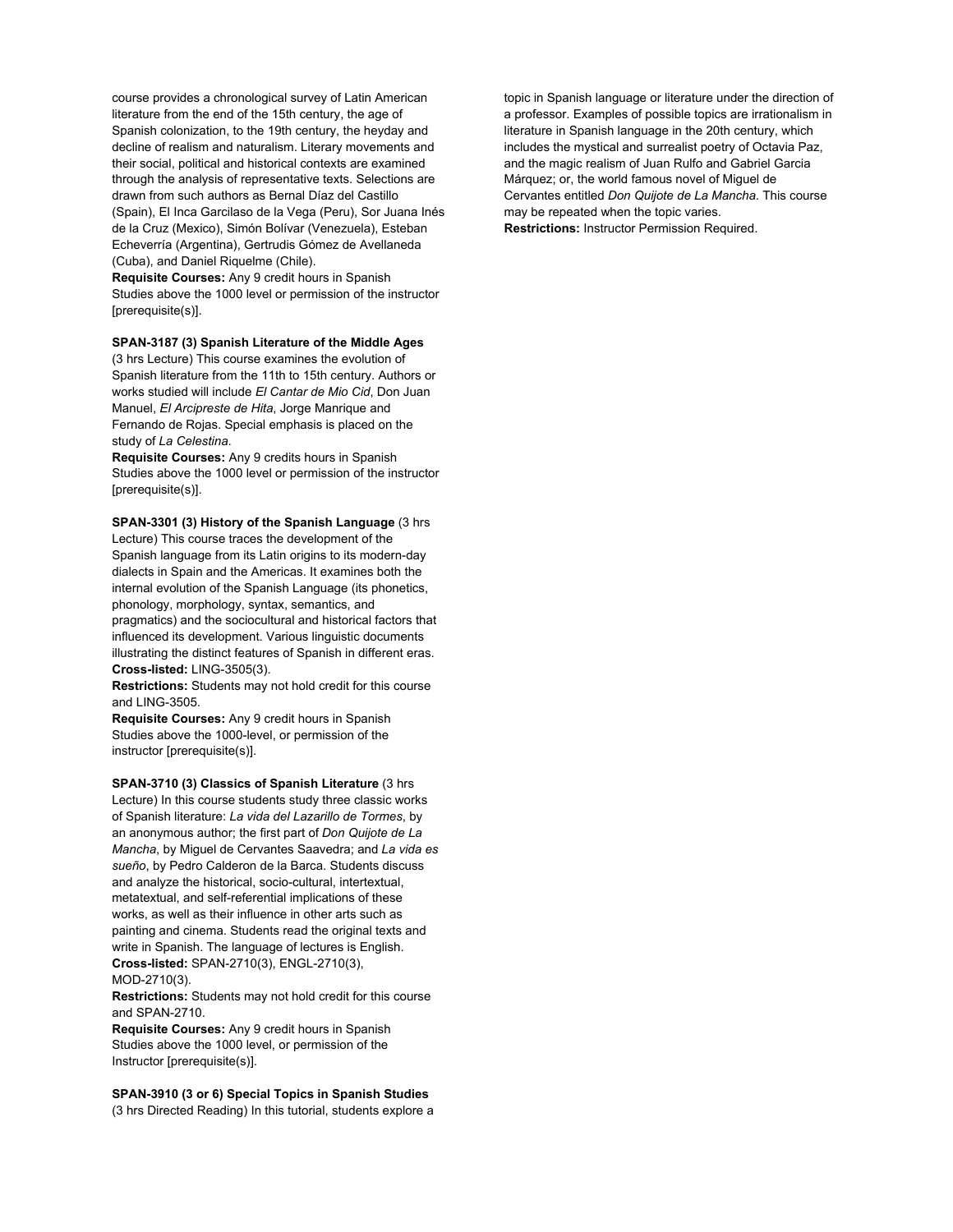course provides a chronological survey of Latin American literature from the end of the 15th century, the age of Spanish colonization, to the 19th century, the heyday and decline of realism and naturalism. Literary movements and their social, political and historical contexts are examined through the analysis of representative texts. Selections are drawn from such authors as Bernal Díaz del Castillo (Spain), El Inca Garcilaso de la Vega (Peru), Sor Juana Inés de la Cruz (Mexico), Simón Bolívar (Venezuela), Esteban Echeverría (Argentina), Gertrudis Gómez de Avellaneda (Cuba), and Daniel Riquelme (Chile).
**Requisite Courses:** Any 9 credit hours in Spanish Studies above the 1000 level or permission of the instructor [prerequisite(s)].

**SPAN-3187 (3) Spanish Literature of the Middle Ages** (3 hrs Lecture) This course examines the evolution of Spanish literature from the 11th to 15th century. Authors or works studied will include *El Cantar de Mio Cid*, Don Juan Manuel, *El Arcipreste de Hita*, Jorge Manrique and Fernando de Rojas. Special emphasis is placed on the study of *La Celestina*.
**Requisite Courses:** Any 9 credits hours in Spanish Studies above the 1000 level or permission of the instructor [prerequisite(s)].

**SPAN-3301 (3) History of the Spanish Language** (3 hrs Lecture) This course traces the development of the Spanish language from its Latin origins to its modern-day dialects in Spain and the Americas. It examines both the internal evolution of the Spanish Language (its phonetics, phonology, morphology, syntax, semantics, and pragmatics) and the sociocultural and historical factors that influenced its development. Various linguistic documents illustrating the distinct features of Spanish in different eras.
**Cross-listed:** LING-3505(3).
**Restrictions:** Students may not hold credit for this course and LING-3505.
**Requisite Courses:** Any 9 credit hours in Spanish Studies above the 1000-level, or permission of the instructor [prerequisite(s)].

**SPAN-3710 (3) Classics of Spanish Literature** (3 hrs Lecture) In this course students study three classic works of Spanish literature: *La vida del Lazarillo de Tormes*, by an anonymous author; the first part of *Don Quijote de La Mancha*, by Miguel de Cervantes Saavedra; and *La vida es sueño*, by Pedro Calderon de la Barca. Students discuss and analyze the historical, socio-cultural, intertextual, metatextual, and self-referential implications of these works, as well as their influence in other arts such as painting and cinema. Students read the original texts and write in Spanish. The language of lectures is English.
**Cross-listed:** SPAN-2710(3), ENGL-2710(3), MOD-2710(3).
**Restrictions:** Students may not hold credit for this course and SPAN-2710.
**Requisite Courses:** Any 9 credit hours in Spanish Studies above the 1000 level, or permission of the Instructor [prerequisite(s)].

**SPAN-3910 (3 or 6) Special Topics in Spanish Studies** (3 hrs Directed Reading) In this tutorial, students explore a topic in Spanish language or literature under the direction of a professor. Examples of possible topics are irrationalism in literature in Spanish language in the 20th century, which includes the mystical and surrealist poetry of Octavia Paz, and the magic realism of Juan Rulfo and Gabriel Garcia Márquez; or, the world famous novel of Miguel de Cervantes entitled *Don Quijote de La Mancha*. This course may be repeated when the topic varies.
**Restrictions:** Instructor Permission Required.